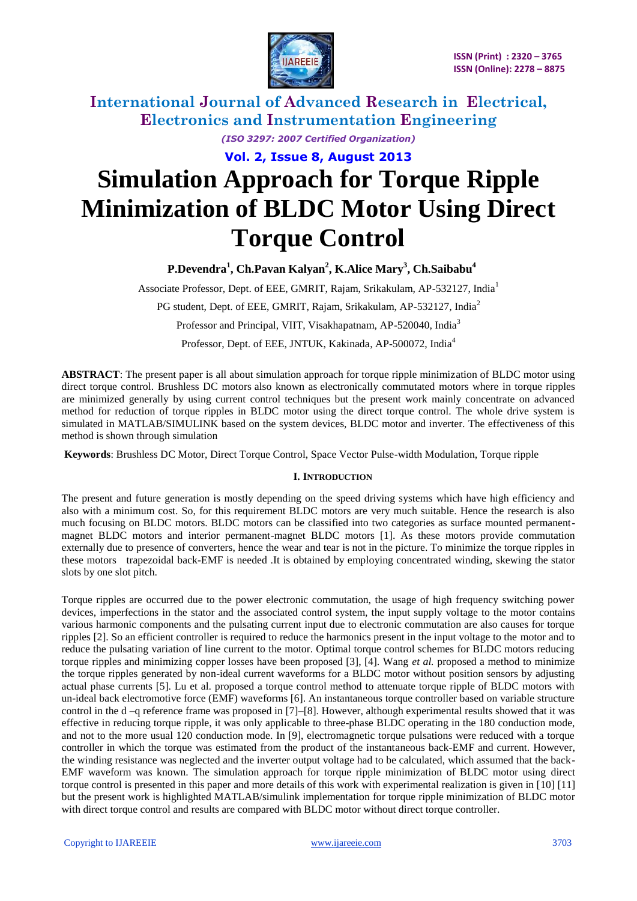# Simulation Approach for Torque Ripple Minimization of BLDC Motor Using Direct Torque Control

**P.Devendra[1], Ch.Pavan Kalyan[2], K.Alice Mary[3], Ch.Saibabu[4]**

Associate Professor, Dept. of EEE, GMRIT, Rajam, Srikakulam, AP-532127, India[1]

PG student, Dept. of EEE, GMRIT, Rajam, Srikakulam, AP-532127, India[2]

Professor and Principal, VIIT, Visakhapatnam, AP-520040, India[3]

Professor, Dept. of EEE, JNTUK, Kakinada, AP-500072, India[4]

**ABSTRACT**: The present paper is all about simulation approach for torque ripple minimization of BLDC motor using direct torque control. Brushless DC motors also known as electronically commutated motors where in torque ripples are minimized generally by using current control techniques but the present work mainly concentrate on advanced method for reduction of torque ripples in BLDC motor using the direct torque control. The whole drive system is simulated in MATLAB/SIMULINK based on the system devices, BLDC motor and inverter. The effectiveness of this method is shown through simulation

**Keywords**: Brushless DC Motor, Direct Torque Control, Space Vector Pulse-width Modulation, Torque ripple

## I. INTRODUCTION

The present and future generation is mostly depending on the speed driving systems which have high efficiency and also with a minimum cost. So, for this requirement BLDC motors are very much suitable. Hence the research is also much focusing on BLDC motors. BLDC motors can be classified into two categories as surface mounted permanent-magnet BLDC motors and interior permanent-magnet BLDC motors [1]. As these motors provide commutation externally due to presence of converters, hence the wear and tear is not in the picture. To minimize the torque ripples in these motors trapezoidal back-EMF is needed .It is obtained by employing concentrated winding, skewing the stator slots by one slot pitch.

Torque ripples are occurred due to the power electronic commutation, the usage of high frequency switching power devices, imperfections in the stator and the associated control system, the input supply voltage to the motor contains various harmonic components and the pulsating current input due to electronic commutation are also causes for torque ripples [2]. So an efficient controller is required to reduce the harmonics present in the input voltage to the motor and to reduce the pulsating variation of line current to the motor. Optimal torque control schemes for BLDC motors reducing torque ripples and minimizing copper losses have been proposed [3], [4]. Wang *et al.* proposed a method to minimize the torque ripples generated by non-ideal current waveforms for a BLDC motor without position sensors by adjusting actual phase currents [5]. Lu et al. proposed a torque control method to attenuate torque ripple of BLDC motors with un-ideal back electromotive force (EMF) waveforms [6]. An instantaneous torque controller based on variable structure control in the d –q reference frame was proposed in [7]–[8]. However, although experimental results showed that it was effective in reducing torque ripple, it was only applicable to three-phase BLDC operating in the 180 conduction mode, and not to the more usual 120 conduction mode. In [9], electromagnetic torque pulsations were reduced with a torque controller in which the torque was estimated from the product of the instantaneous back-EMF and current. However, the winding resistance was neglected and the inverter output voltage had to be calculated, which assumed that the back-EMF waveform was known. The simulation approach for torque ripple minimization of BLDC motor using direct torque control is presented in this paper and more details of this work with experimental realization is given in [10] [11] but the present work is highlighted MATLAB/simulink implementation for torque ripple minimization of BLDC motor with direct torque control and results are compared with BLDC motor without direct torque controller.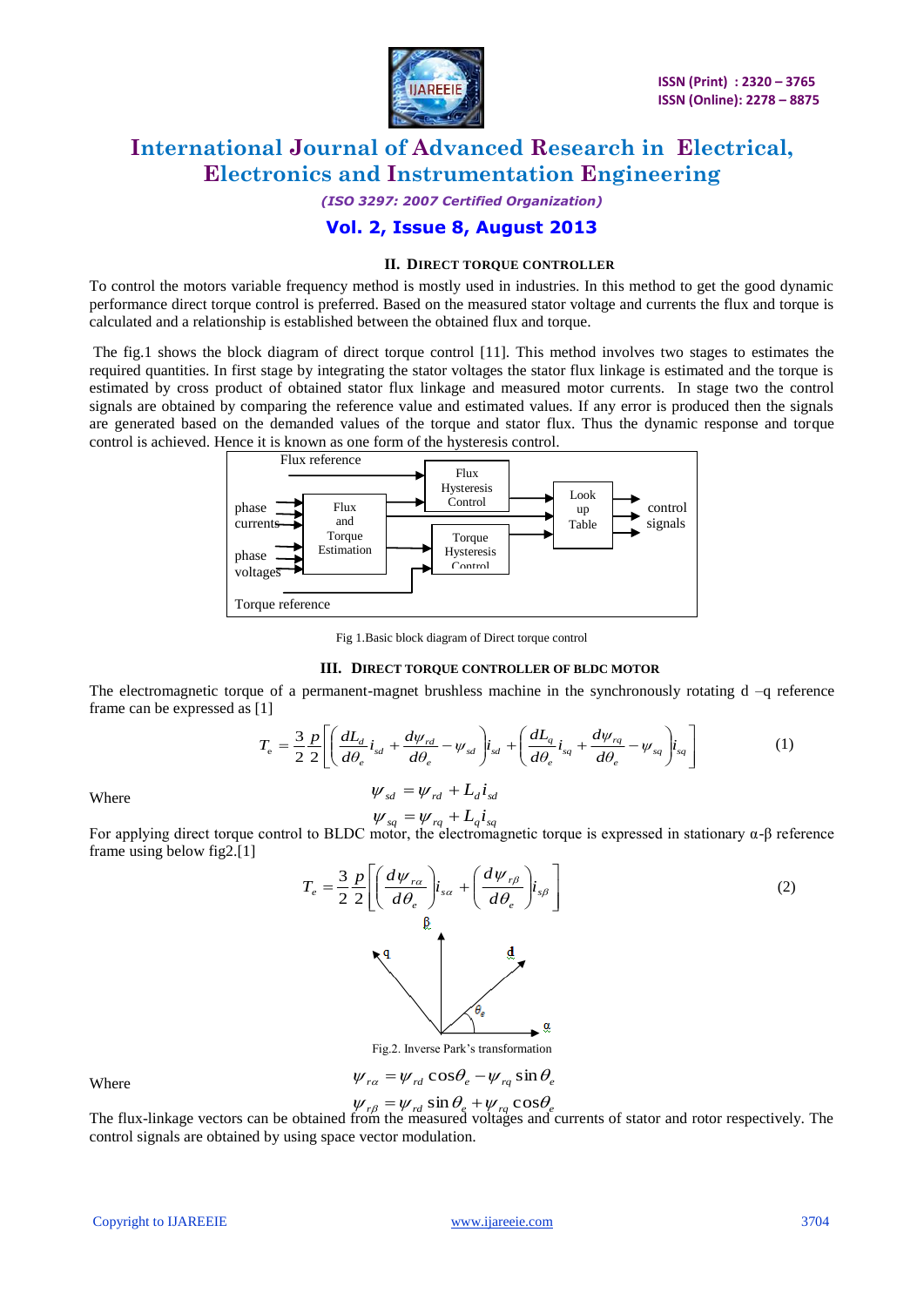## II. DIRECT TORQUE CONTROLLER

To control the motors variable frequency method is mostly used in industries. In this method to get the good dynamic performance direct torque control is preferred. Based on the measured stator voltage and currents the flux and torque is calculated and a relationship is established between the obtained flux and torque.

The fig.1 shows the block diagram of direct torque control [11]. This method involves two stages to estimates the required quantities. In first stage by integrating the stator voltages the stator flux linkage is estimated and the torque is estimated by cross product of obtained stator flux linkage and measured motor currents. In stage two the control signals are obtained by comparing the reference value and estimated values. If any error is produced then the signals are generated based on the demanded values of the torque and stator flux. Thus the dynamic response and torque control is achieved. Hence it is known as one form of the hysteresis control.

Flux reference

Flux Hysteresis Control

phase currents

Flux and Torque Estimation

Look up Table

control signals

phase voltages

Torque Hysteresis Control

Torque reference

Fig 1.Basic block diagram of Direct torque control

## III. DIRECT TORQUE CONTROLLER OF BLDC MOTOR

The electromagnetic torque of a permanent-magnet brushless machine in the synchronously rotating d –q reference frame can be expressed as [1]

$$T_e = \frac{3}{2}\frac{p}{2}\left[\left(\frac{dL_d}{d\theta_e}i_{sd} + \frac{d\psi_{rd}}{d\theta_e} - \psi_{sd}\right)i_{sd} + \left(\frac{dL_q}{d\theta_e}i_{sq} + \frac{d\psi_{rq}}{d\theta_e} - \psi_{sq}\right)i_{sq}\right] \tag{1}$$

Where

$$\psi_{sd} = \psi_{rd} + L_d i_{sd}$$

$$\psi_{sq} = \psi_{rq} + L_q i_{sq}$$

For applying direct torque control to BLDC motor, the electromagnetic torque is expressed in stationary α-β reference frame using below fig2.[1]

$$T_e = \frac{3}{2}\frac{p}{2}\left[\left(\frac{d\psi_{r\alpha}}{d\theta_e}\right)i_{s\alpha} + \left(\frac{d\psi_{r\beta}}{d\theta_e}\right)i_{s\beta}\right] \tag{2}$$

Fig.2. Inverse Park's transformation

Where

$$\psi_{r\alpha} = \psi_{rd}\cos\theta_e - \psi_{rq}\sin\theta_e$$

$$\psi_{r\beta} = \psi_{rd}\sin\theta_e + \psi_{rq}\cos\theta_e$$

The flux-linkage vectors can be obtained from the measured voltages and currents of stator and rotor respectively. The control signals are obtained by using space vector modulation.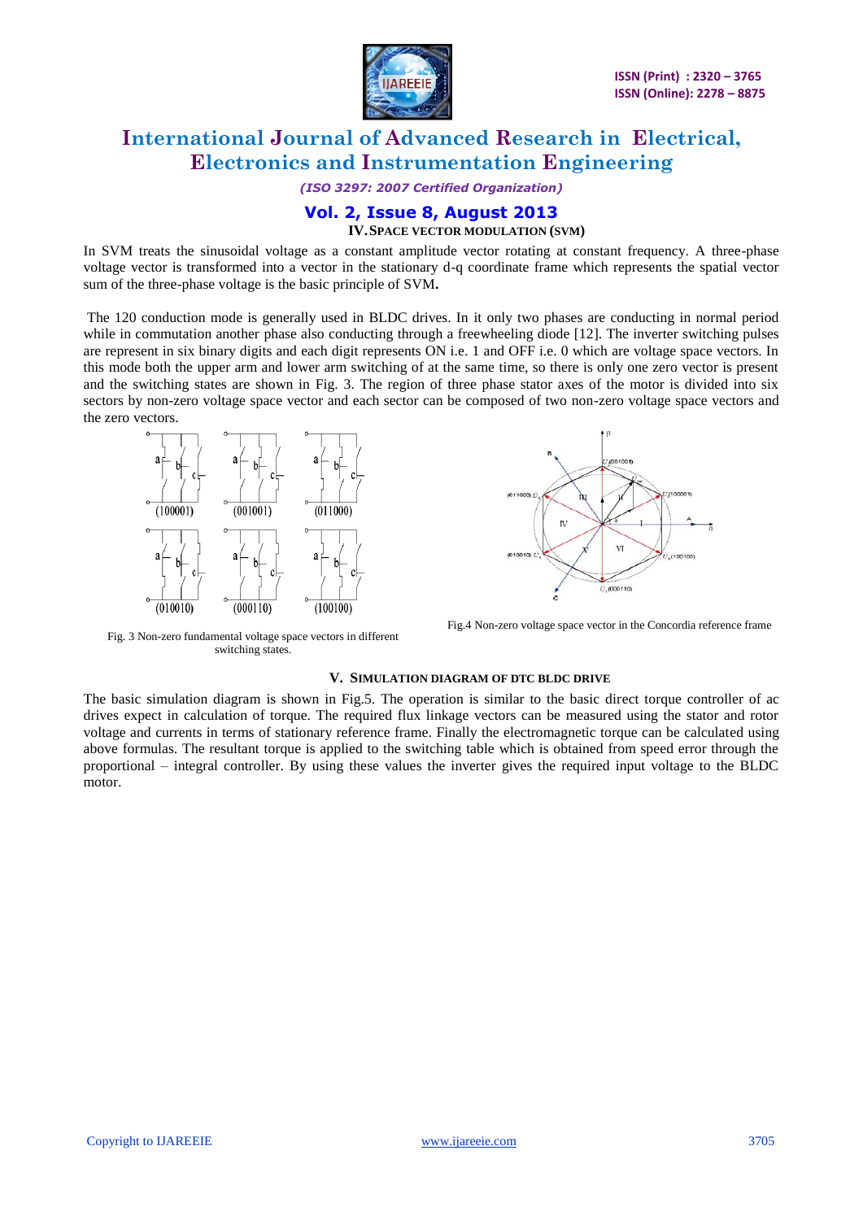## IV. SPACE VECTOR MODULATION (SVM)

In SVM treats the sinusoidal voltage as a constant amplitude vector rotating at constant frequency. A three-phase voltage vector is transformed into a vector in the stationary d-q coordinate frame which represents the spatial vector sum of the three-phase voltage is the basic principle of SVM**.**

The 120 conduction mode is generally used in BLDC drives. In it only two phases are conducting in normal period while in commutation another phase also conducting through a freewheeling diode [12]. The inverter switching pulses are represent in six binary digits and each digit represents ON i.e. 1 and OFF i.e. 0 which are voltage space vectors. In this mode both the upper arm and lower arm switching of at the same time, so there is only one zero vector is present and the switching states are shown in Fig. 3. The region of three phase stator axes of the motor is divided into six sectors by non-zero voltage space vector and each sector can be composed of two non-zero voltage space vectors and the zero vectors.

Fig. 3 Non-zero fundamental voltage space vectors in different switching states.

Fig.4 Non-zero voltage space vector in the Concordia reference frame

## V. SIMULATION DIAGRAM OF DTC BLDC DRIVE

The basic simulation diagram is shown in Fig.5. The operation is similar to the basic direct torque controller of ac drives expect in calculation of torque. The required flux linkage vectors can be measured using the stator and rotor voltage and currents in terms of stationary reference frame. Finally the electromagnetic torque can be calculated using above formulas. The resultant torque is applied to the switching table which is obtained from speed error through the proportional – integral controller. By using these values the inverter gives the required input voltage to the BLDC motor.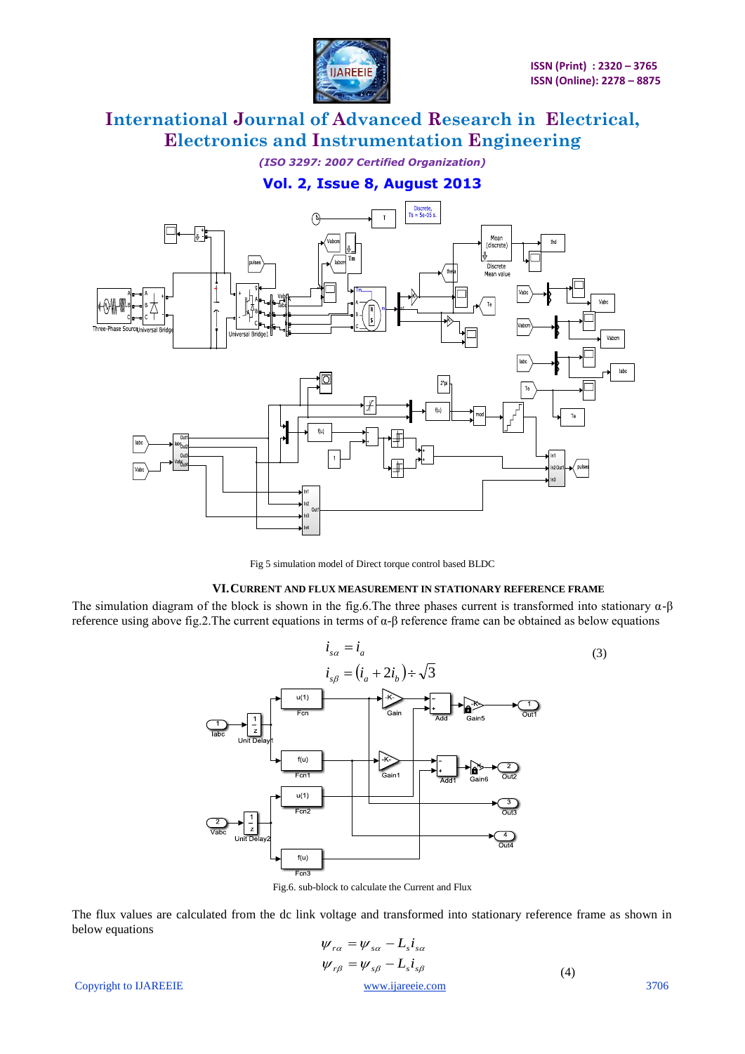Fig 5 simulation model of Direct torque control based BLDC

## VI. CURRENT AND FLUX MEASUREMENT IN STATIONARY REFERENCE FRAME

The simulation diagram of the block is shown in the fig.6.The three phases current is transformed into stationary α-β reference using above fig.2.The current equations in terms of α-β reference frame can be obtained as below equations

$$i_{s\alpha} = i_a$$
$$i_{s\beta} = (i_a + 2i_b) \div \sqrt{3} \tag{3}$$

Fig.6. sub-block to calculate the Current and Flux

The flux values are calculated from the dc link voltage and transformed into stationary reference frame as shown in below equations

$$\psi_{r\alpha} = \psi_{s\alpha} - L_s i_{s\alpha}$$
$$\psi_{r\beta} = \psi_{s\beta} - L_s i_{s\beta} \tag{4}$$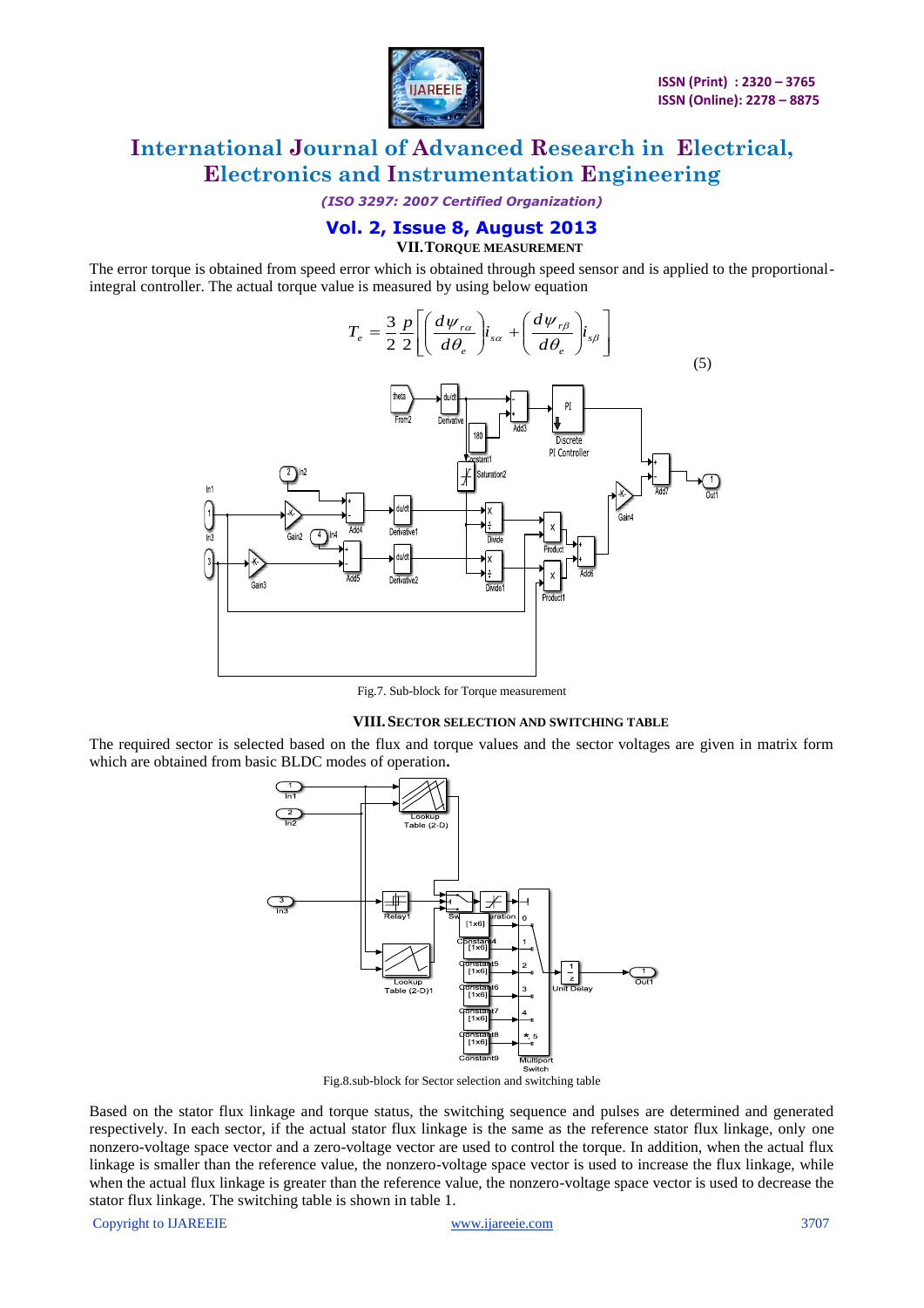## VII. TORQUE MEASUREMENT

The error torque is obtained from speed error which is obtained through speed sensor and is applied to the proportional-integral controller. The actual torque value is measured by using below equation

$$T_e = \frac{3}{2}\frac{p}{2}\left[\left(\frac{d\psi_{r\alpha}}{d\theta_e}\right)i_{s\alpha} + \left(\frac{d\psi_{r\beta}}{d\theta_e}\right)i_{s\beta}\right] \tag{5}$$

Fig.7. Sub-block for Torque measurement

## VIII. SECTOR SELECTION AND SWITCHING TABLE

The required sector is selected based on the flux and torque values and the sector voltages are given in matrix form which are obtained from basic BLDC modes of operation.

Fig.8.sub-block for Sector selection and switching table

Based on the stator flux linkage and torque status, the switching sequence and pulses are determined and generated respectively. In each sector, if the actual stator flux linkage is the same as the reference stator flux linkage, only one nonzero-voltage space vector and a zero-voltage vector are used to control the torque. In addition, when the actual flux linkage is smaller than the reference value, the nonzero-voltage space vector is used to increase the flux linkage, while when the actual flux linkage is greater than the reference value, the nonzero-voltage space vector is used to decrease the stator flux linkage. The switching table is shown in table 1.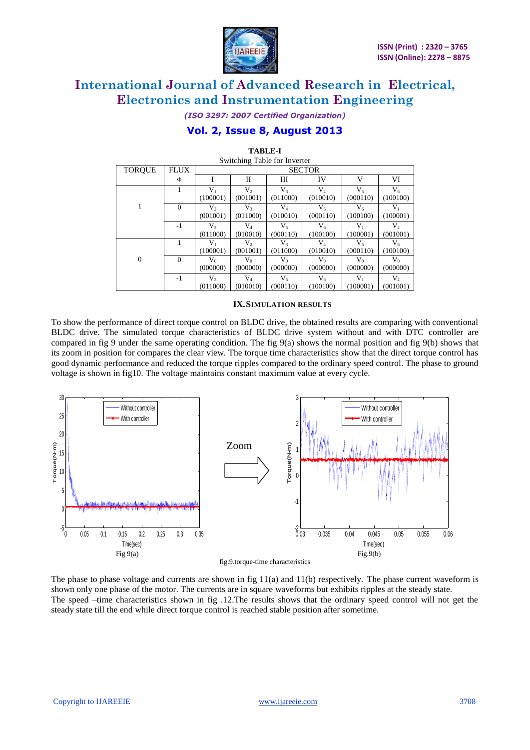**TABLE-I**

Switching Table for Inverter

| TORQUE | FLUX | SECTOR | | | | | |
|---|---|---|---|---|---|---|---|
| | Φ | I | II | III | IV | V | VI |
| 1 | 1 | $V_1$ (100001) | $V_2$ (001001) | $V_3$ (011000) | $V_4$ (010010) | $V_5$ (000110) | $V_6$ (100100) |
| | 0 | $V_2$ (001001) | $V_3$ (011000) | $V_4$ (010010) | $V_5$ (000110) | $V_6$ (100100) | $V_1$ (100001) |
| | -1 | $V_3$ (011000) | $V_4$ (010010) | $V_5$ (000110) | $V_6$ (100100) | $V_1$ (100001) | $V_2$ (001001) |
| 0 | 1 | $V_1$ (100001) | $V_2$ (001001) | $V_3$ (011000) | $V_4$ (010010) | $V_5$ (000110) | $V_6$ (100100) |
| | 0 | $V_0$ (000000) | $V_0$ (000000) | $V_0$ (000000) | $V_0$ (000000) | $V_0$ (000000) | $V_0$ (000000) |
| | -1 | $V_3$ (011000) | $V_4$ (010010) | $V_5$ (000110) | $V_6$ (100100) | $V_1$ (100001) | $V_2$ (001001) |

## IX. SIMULATION RESULTS

To show the performance of direct torque control on BLDC drive, the obtained results are comparing with conventional BLDC drive. The simulated torque characteristics of BLDC drive system without and with DTC controller are compared in fig 9 under the same operating condition. The fig 9(a) shows the normal position and fig 9(b) shows that its zoom in position for compares the clear view. The torque time characteristics show that the direct torque control has good dynamic performance and reduced the torque ripples compared to the ordinary speed control. The phase to ground voltage is shown in fig10. The voltage maintains constant maximum value at every cycle.

Fig 9(a)

Fig.9(b)

fig.9.torque-time characteristics

The phase to phase voltage and currents are shown in fig 11(a) and 11(b) respectively. The phase current waveform is shown only one phase of the motor. The currents are in square waveforms but exhibits ripples at the steady state.
The speed –time characteristics shown in fig .12.The results shows that the ordinary speed control will not get the steady state till the end while direct torque control is reached stable position after sometime.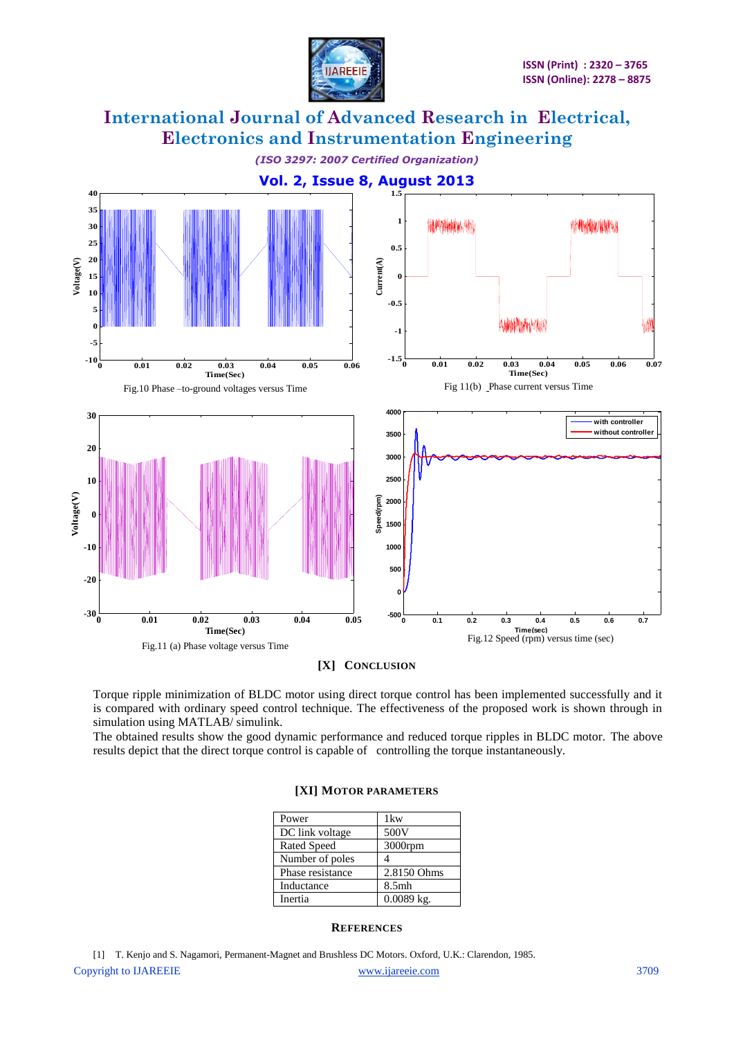Fig.10 Phase –to-ground voltages versus Time

Fig 11(b) Phase current versus Time

Fig.11 (a) Phase voltage versus Time

Fig.12 Speed (rpm) versus time (sec)

## [X] CONCLUSION

Torque ripple minimization of BLDC motor using direct torque control has been implemented successfully and it is compared with ordinary speed control technique. The effectiveness of the proposed work is shown through in simulation using MATLAB/ simulink.

The obtained results show the good dynamic performance and reduced torque ripples in BLDC motor. The above results depict that the direct torque control is capable of controlling the torque instantaneously.

## [XI] MOTOR PARAMETERS

| Power | 1kw |
|---|---|
| DC link voltage | 500V |
| Rated Speed | 3000rpm |
| Number of poles | 4 |
| Phase resistance | 2.8150 Ohms |
| Inductance | 8.5mh |
| Inertia | 0.0089 kg. |

## REFERENCES

[1] T. Kenjo and S. Nagamori, Permanent-Magnet and Brushless DC Motors. Oxford, U.K.: Clarendon, 1985.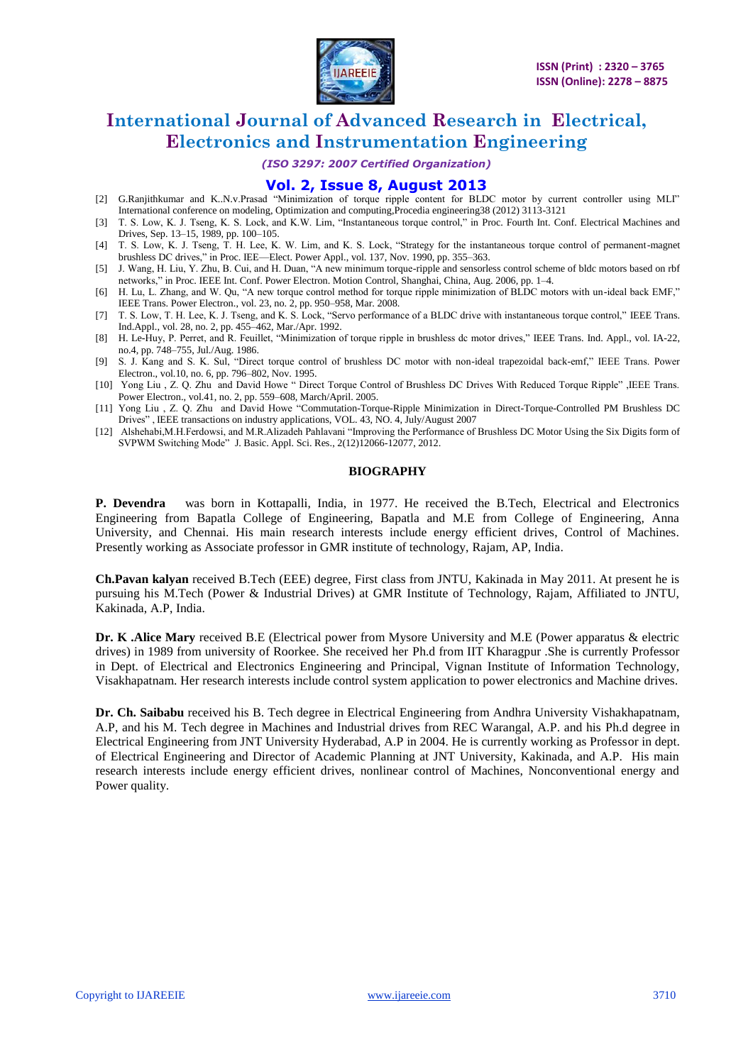[2] G.Ranjithkumar and K..N.v.Prasad "Minimization of torque ripple content for BLDC motor by current controller using MLI" International conference on modeling, Optimization and computing,Procedia engineering38 (2012) 3113-3121

[3] T. S. Low, K. J. Tseng, K. S. Lock, and K.W. Lim, "Instantaneous torque control," in Proc. Fourth Int. Conf. Electrical Machines and Drives, Sep. 13–15, 1989, pp. 100–105.

[4] T. S. Low, K. J. Tseng, T. H. Lee, K. W. Lim, and K. S. Lock, "Strategy for the instantaneous torque control of permanent-magnet brushless DC drives," in Proc. IEE—Elect. Power Appl., vol. 137, Nov. 1990, pp. 355–363.

[5] J. Wang, H. Liu, Y. Zhu, B. Cui, and H. Duan, "A new minimum torque-ripple and sensorless control scheme of bldc motors based on rbf networks," in Proc. IEEE Int. Conf. Power Electron. Motion Control, Shanghai, China, Aug. 2006, pp. 1–4.

[6] H. Lu, L. Zhang, and W. Qu, "A new torque control method for torque ripple minimization of BLDC motors with un-ideal back EMF," IEEE Trans. Power Electron., vol. 23, no. 2, pp. 950–958, Mar. 2008.

[7] T. S. Low, T. H. Lee, K. J. Tseng, and K. S. Lock, "Servo performance of a BLDC drive with instantaneous torque control," IEEE Trans. Ind.Appl., vol. 28, no. 2, pp. 455–462, Mar./Apr. 1992.

[8] H. Le-Huy, P. Perret, and R. Feuillet, "Minimization of torque ripple in brushless dc motor drives," IEEE Trans. Ind. Appl., vol. IA-22, no.4, pp. 748–755, Jul./Aug. 1986.

[9] S. J. Kang and S. K. Sul, "Direct torque control of brushless DC motor with non-ideal trapezoidal back-emf," IEEE Trans. Power Electron., vol.10, no. 6, pp. 796–802, Nov. 1995.

[10] Yong Liu , Z. Q. Zhu and David Howe " Direct Torque Control of Brushless DC Drives With Reduced Torque Ripple" ,IEEE Trans. Power Electron., vol.41, no. 2, pp. 559–608, March/April. 2005.

[11] Yong Liu , Z. Q. Zhu and David Howe "Commutation-Torque-Ripple Minimization in Direct-Torque-Controlled PM Brushless DC Drives" , IEEE transactions on industry applications, VOL. 43, NO. 4, July/August 2007

[12] Alshehabi,M.H.Ferdowsi, and M.R.Alizadeh Pahlavani "Improving the Performance of Brushless DC Motor Using the Six Digits form of SVPWM Switching Mode" J. Basic. Appl. Sci. Res., 2(12)12066-12077, 2012.

## BIOGRAPHY

**P. Devendra** was born in Kottapalli, India, in 1977. He received the B.Tech, Electrical and Electronics Engineering from Bapatla College of Engineering, Bapatla and M.E from College of Engineering, Anna University, and Chennai. His main research interests include energy efficient drives, Control of Machines. Presently working as Associate professor in GMR institute of technology, Rajam, AP, India.

**Ch.Pavan kalyan** received B.Tech (EEE) degree, First class from JNTU, Kakinada in May 2011. At present he is pursuing his M.Tech (Power & Industrial Drives) at GMR Institute of Technology, Rajam, Affiliated to JNTU, Kakinada, A.P, India.

**Dr. K .Alice Mary** received B.E (Electrical power from Mysore University and M.E (Power apparatus & electric drives) in 1989 from university of Roorkee. She received her Ph.d from IIT Kharagpur .She is currently Professor in Dept. of Electrical and Electronics Engineering and Principal, Vignan Institute of Information Technology, Visakhapatnam. Her research interests include control system application to power electronics and Machine drives.

**Dr. Ch. Saibabu** received his B. Tech degree in Electrical Engineering from Andhra University Vishakhapatnam, A.P, and his M. Tech degree in Machines and Industrial drives from REC Warangal, A.P. and his Ph.d degree in Electrical Engineering from JNT University Hyderabad, A.P in 2004. He is currently working as Professor in dept. of Electrical Engineering and Director of Academic Planning at JNT University, Kakinada, and A.P. His main research interests include energy efficient drives, nonlinear control of Machines, Nonconventional energy and Power quality.